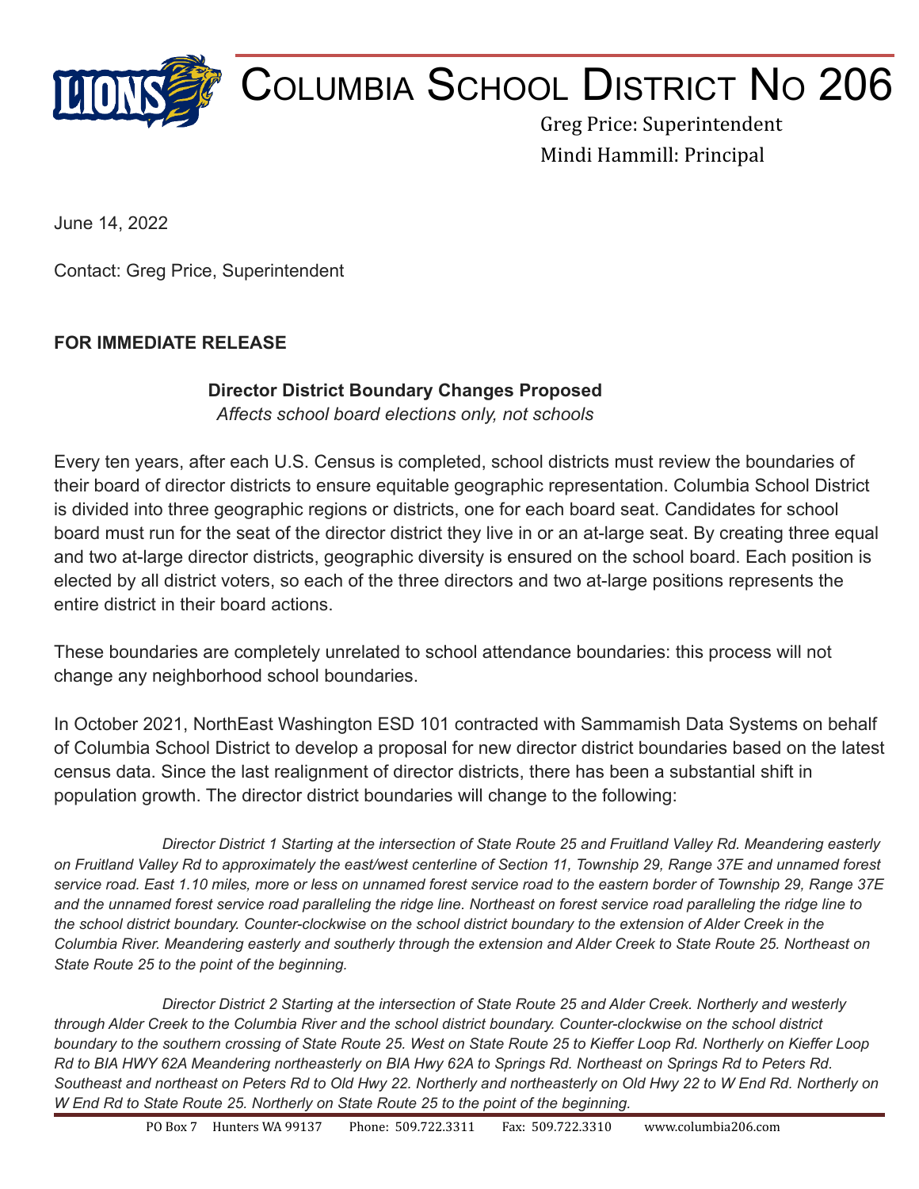# Columbia School District No 206

Greg Price: Superintendent
Mindi Hammill: Principal

June 14, 2022

Contact: Greg Price, Superintendent

**FOR IMMEDIATE RELEASE**

**Director District Boundary Changes Proposed**
*Affects school board elections only, not schools*

Every ten years, after each U.S. Census is completed, school districts must review the boundaries of their board of director districts to ensure equitable geographic representation. Columbia School District is divided into three geographic regions or districts, one for each board seat. Candidates for school board must run for the seat of the director district they live in or an at-large seat. By creating three equal and two at-large director districts, geographic diversity is ensured on the school board. Each position is elected by all district voters, so each of the three directors and two at-large positions represents the entire district in their board actions.

These boundaries are completely unrelated to school attendance boundaries: this process will not change any neighborhood school boundaries.

In October 2021, NorthEast Washington ESD 101 contracted with Sammamish Data Systems on behalf of Columbia School District to develop a proposal for new director district boundaries based on the latest census data. Since the last realignment of director districts, there has been a substantial shift in population growth. The director district boundaries will change to the following:

*Director District 1 Starting at the intersection of State Route 25 and Fruitland Valley Rd. Meandering easterly on Fruitland Valley Rd to approximately the east/west centerline of Section 11, Township 29, Range 37E and unnamed forest service road. East 1.10 miles, more or less on unnamed forest service road to the eastern border of Township 29, Range 37E and the unnamed forest service road paralleling the ridge line. Northeast on forest service road paralleling the ridge line to the school district boundary. Counter-clockwise on the school district boundary to the extension of Alder Creek in the Columbia River. Meandering easterly and southerly through the extension and Alder Creek to State Route 25. Northeast on State Route 25 to the point of the beginning.*

*Director District 2 Starting at the intersection of State Route 25 and Alder Creek. Northerly and westerly through Alder Creek to the Columbia River and the school district boundary. Counter-clockwise on the school district boundary to the southern crossing of State Route 25. West on State Route 25 to Kieffer Loop Rd. Northerly on Kieffer Loop Rd to BIA HWY 62A Meandering northeasterly on BIA Hwy 62A to Springs Rd. Northeast on Springs Rd to Peters Rd. Southeast and northeast on Peters Rd to Old Hwy 22. Northerly and northeasterly on Old Hwy 22 to W End Rd. Northerly on W End Rd to State Route 25. Northerly on State Route 25 to the point of the beginning.*

PO Box 7 Hunters WA 99137 Phone: 509.722.3311 Fax: 509.722.3310 www.columbia206.com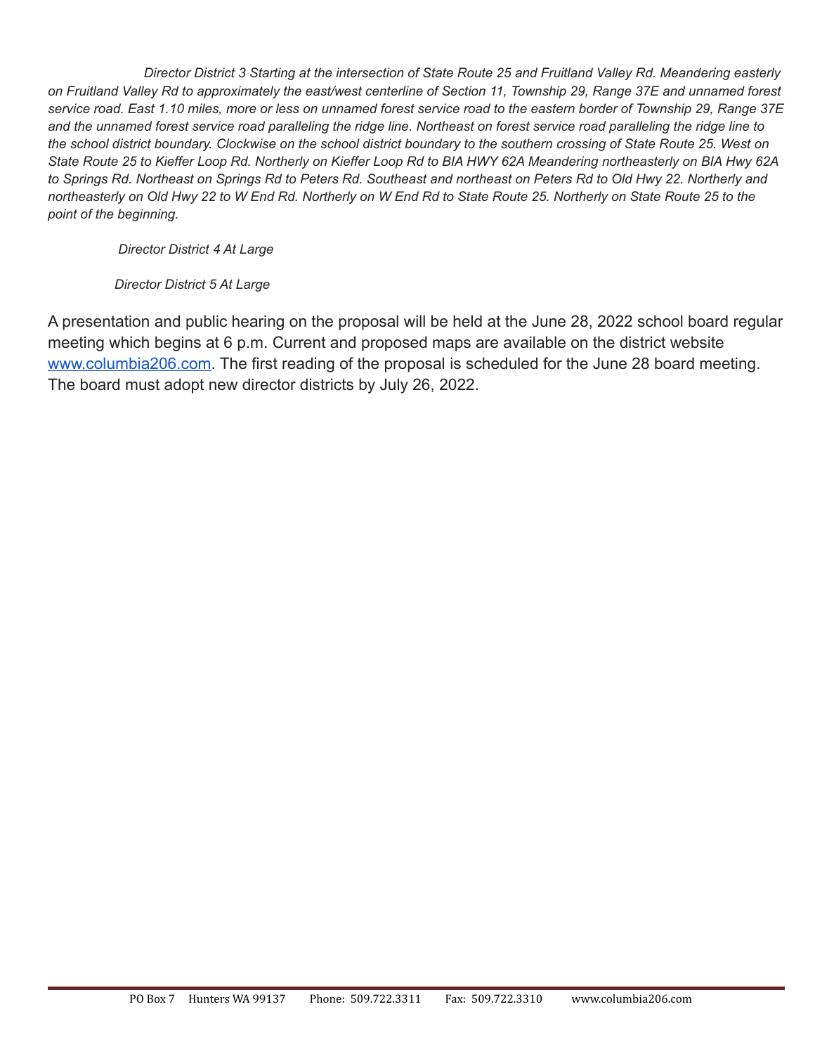*Director District 3 Starting at the intersection of State Route 25 and Fruitland Valley Rd. Meandering easterly on Fruitland Valley Rd to approximately the east/west centerline of Section 11, Township 29, Range 37E and unnamed forest service road. East 1.10 miles, more or less on unnamed forest service road to the eastern border of Township 29, Range 37E and the unnamed forest service road paralleling the ridge line. Northeast on forest service road paralleling the ridge line to the school district boundary. Clockwise on the school district boundary to the southern crossing of State Route 25. West on State Route 25 to Kieffer Loop Rd. Northerly on Kieffer Loop Rd to BIA HWY 62A Meandering northeasterly on BIA Hwy 62A to Springs Rd. Northeast on Springs Rd to Peters Rd. Southeast and northeast on Peters Rd to Old Hwy 22. Northerly and northeasterly on Old Hwy 22 to W End Rd. Northerly on W End Rd to State Route 25. Northerly on State Route 25 to the point of the beginning.*

*Director District 4 At Large*

*Director District 5 At Large*

A presentation and public hearing on the proposal will be held at the June 28, 2022 school board regular meeting which begins at 6 p.m. Current and proposed maps are available on the district website [www.columbia206.com](http://www.columbia206.com). The first reading of the proposal is scheduled for the June 28 board meeting. The board must adopt new director districts by July 26, 2022.